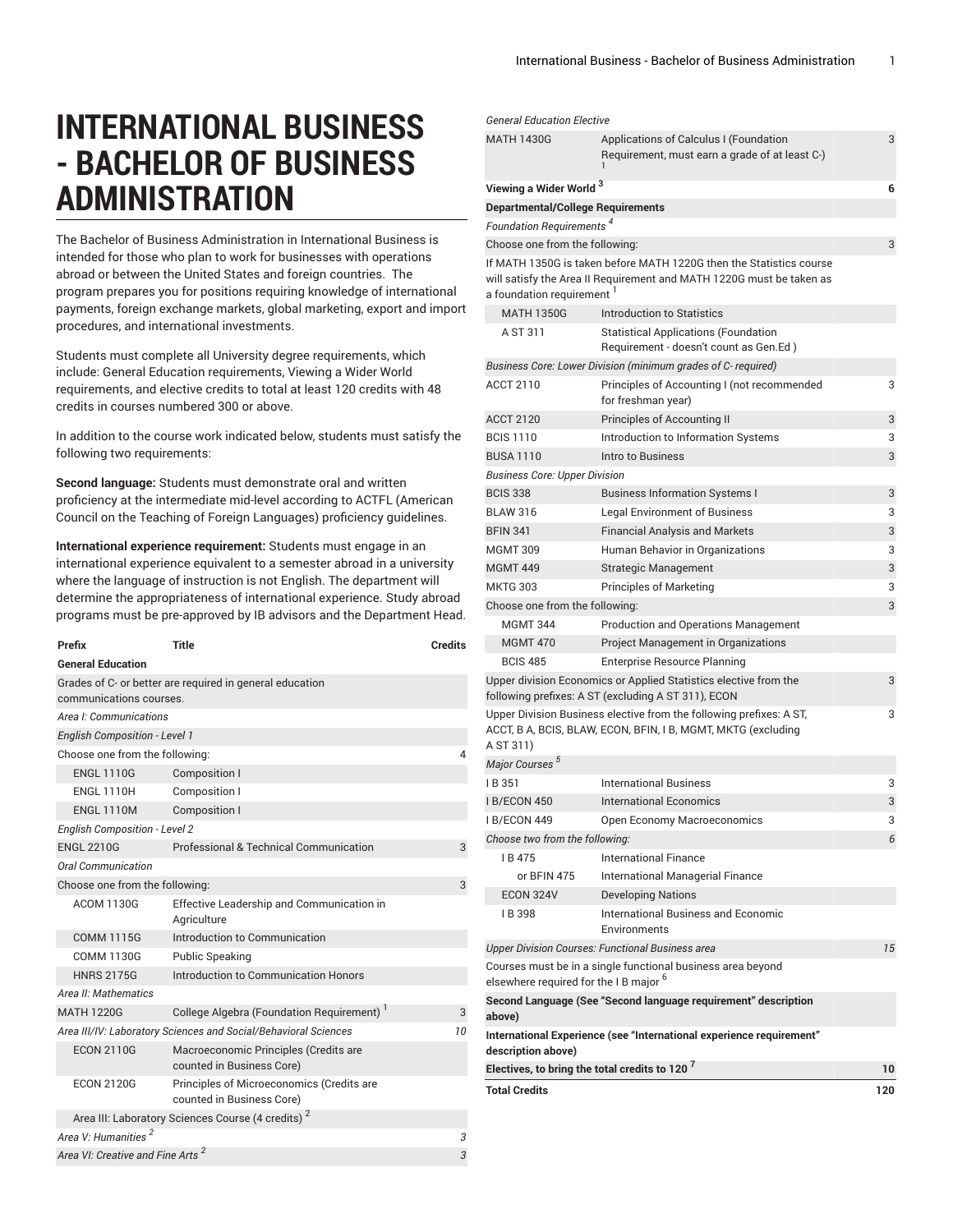# INTERNATIONAL BUSINESS - BACHELOR OF BUSINESS ADMINISTRATION

The Bachelor of Business Administration in International Business is intended for those who plan to work for businesses with operations abroad or between the United States and foreign countries. The program prepares you for positions requiring knowledge of international payments, foreign exchange markets, global marketing, export and import procedures, and international investments.

Students must complete all University degree requirements, which include: General Education requirements, Viewing a Wider World requirements, and elective credits to total at least 120 credits with 48 credits in courses numbered 300 or above.

In addition to the course work indicated below, students must satisfy the following two requirements:

**Second language:** Students must demonstrate oral and written proficiency at the intermediate mid-level according to ACTFL (American Council on the Teaching of Foreign Languages) proficiency guidelines.

**International experience requirement:** Students must engage in an international experience equivalent to a semester abroad in a university where the language of instruction is not English. The department will determine the appropriateness of international experience. Study abroad programs must be pre-approved by IB advisors and the Department Head.

| Prefix | Title | Credits |
|---|---|---|
| **General Education** | | |
| Grades of C- or better are required in general education communications courses. | | |
| *Area I: Communications* | | |
| *English Composition - Level 1* | | |
| Choose one from the following: | | 4 |
| ENGL 1110G | Composition I | |
| ENGL 1110H | Composition I | |
| ENGL 1110M | Composition I | |
| *English Composition - Level 2* | | |
| ENGL 2210G | Professional & Technical Communication | 3 |
| *Oral Communication* | | |
| Choose one from the following: | | 3 |
| ACOM 1130G | Effective Leadership and Communication in Agriculture | |
| COMM 1115G | Introduction to Communication | |
| COMM 1130G | Public Speaking | |
| HNRS 2175G | Introduction to Communication Honors | |
| *Area II: Mathematics* | | |
| MATH 1220G | College Algebra (Foundation Requirement) [1] | 3 |
| *Area III/IV: Laboratory Sciences and Social/Behavioral Sciences* | | *10* |
| ECON 2110G | Macroeconomic Principles (Credits are counted in Business Core) | |
| ECON 2120G | Principles of Microeconomics (Credits are counted in Business Core) | |
| Area III: Laboratory Sciences Course (4 credits) [2] | | |
| *Area V: Humanities* [2] | | *3* |
| *Area VI: Creative and Fine Arts* [2] | | *3* |
| *General Education Elective* | | |
| MATH 1430G | Applications of Calculus I (Foundation Requirement, must earn a grade of at least C-) [1] | 3 |
| **Viewing a Wider World** [3] | | **6** |
| **Departmental/College Requirements** | | |
| *Foundation Requirements* [4] | | |
| Choose one from the following: | | 3 |
| If MATH 1350G is taken before MATH 1220G then the Statistics course will satisfy the Area II Requirement and MATH 1220G must be taken as a foundation requirement [1] | | |
| MATH 1350G | Introduction to Statistics | |
| A ST 311 | Statistical Applications (Foundation Requirement - doesn't count as Gen.Ed ) | |
| *Business Core: Lower Division (minimum grades of C- required)* | | |
| ACCT 2110 | Principles of Accounting I (not recommended for freshman year) | 3 |
| ACCT 2120 | Principles of Accounting II | 3 |
| BCIS 1110 | Introduction to Information Systems | 3 |
| BUSA 1110 | Intro to Business | 3 |
| *Business Core: Upper Division* | | |
| BCIS 338 | Business Information Systems I | 3 |
| BLAW 316 | Legal Environment of Business | 3 |
| BFIN 341 | Financial Analysis and Markets | 3 |
| MGMT 309 | Human Behavior in Organizations | 3 |
| MGMT 449 | Strategic Management | 3 |
| MKTG 303 | Principles of Marketing | 3 |
| Choose one from the following: | | 3 |
| MGMT 344 | Production and Operations Management | |
| MGMT 470 | Project Management in Organizations | |
| BCIS 485 | Enterprise Resource Planning | |
| Upper division Economics or Applied Statistics elective from the following prefixes: A ST (excluding A ST 311), ECON | | 3 |
| Upper Division Business elective from the following prefixes: A ST, ACCT, B A, BCIS, BLAW, ECON, BFIN, I B, MGMT, MKTG (excluding A ST 311) | | 3 |
| *Major Courses* [5] | | |
| I B 351 | International Business | 3 |
| I B/ECON 450 | International Economics | 3 |
| I B/ECON 449 | Open Economy Macroeconomics | 3 |
| *Choose two from the following:* | | *6* |
| I B 475 | International Finance | |
| or BFIN 475 | International Managerial Finance | |
| ECON 324V | Developing Nations | |
| I B 398 | International Business and Economic Environments | |
| *Upper Division Courses: Functional Business area* | | *15* |
| Courses must be in a single functional business area beyond elsewhere required for the I B major [6] | | |
| **Second Language (See "Second language requirement" description above)** | | |
| **International Experience (see "International experience requirement" description above)** | | |
| **Electives, to bring the total credits to 120** [7] | | **10** |
| **Total Credits** | | **120** |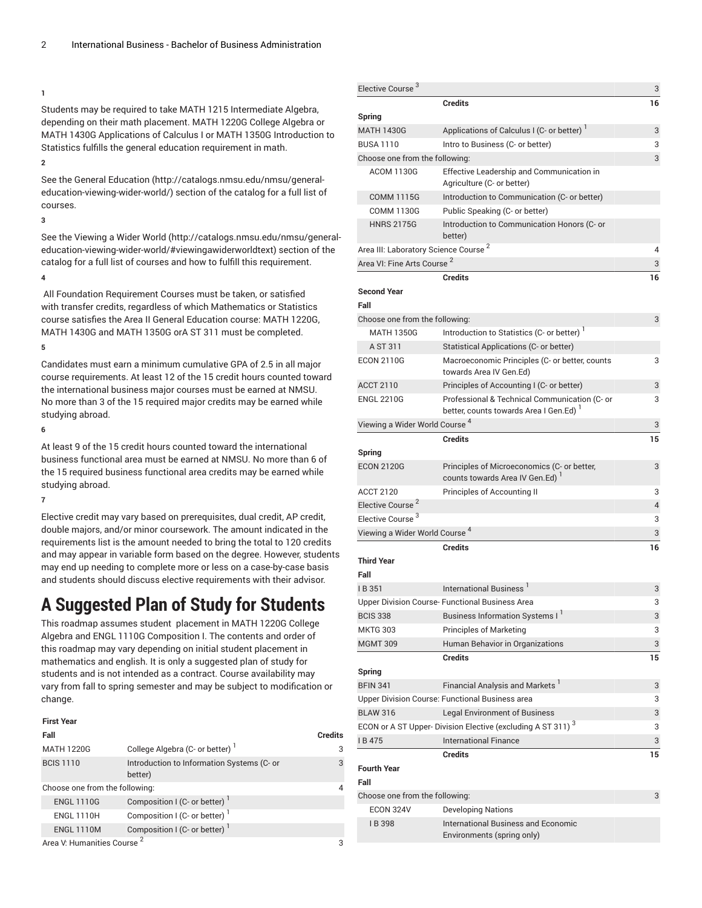1

Students may be required to take MATH 1215 Intermediate Algebra, depending on their math placement. MATH 1220G College Algebra or MATH 1430G Applications of Calculus I or MATH 1350G Introduction to Statistics fulfills the general education requirement in math.

2

See the General Education (http://catalogs.nmsu.edu/nmsu/general-education-viewing-wider-world/) section of the catalog for a full list of courses.

3

See the Viewing a Wider World (http://catalogs.nmsu.edu/nmsu/general-education-viewing-wider-world/#viewingawiderworldtext) section of the catalog for a full list of courses and how to fulfill this requirement.

4

All Foundation Requirement Courses must be taken, or satisfied with transfer credits, regardless of which Mathematics or Statistics course satisfies the Area II General Education course: MATH 1220G, MATH 1430G and MATH 1350G orA ST 311 must be completed.

5

Candidates must earn a minimum cumulative GPA of 2.5 in all major course requirements. At least 12 of the 15 credit hours counted toward the international business major courses must be earned at NMSU. No more than 3 of the 15 required major credits may be earned while studying abroad.

6

At least 9 of the 15 credit hours counted toward the international business functional area must be earned at NMSU. No more than 6 of the 15 required business functional area credits may be earned while studying abroad.

7

Elective credit may vary based on prerequisites, dual credit, AP credit, double majors, and/or minor coursework. The amount indicated in the requirements list is the amount needed to bring the total to 120 credits and may appear in variable form based on the degree. However, students may end up needing to complete more or less on a case-by-case basis and students should discuss elective requirements with their advisor.

# A Suggested Plan of Study for Students

This roadmap assumes student placement in MATH 1220G College Algebra and ENGL 1110G Composition I. The contents and order of this roadmap may vary depending on initial student placement in mathematics and english. It is only a suggested plan of study for students and is not intended as a contract. Course availability may vary from fall to spring semester and may be subject to modification or change.

| First Year | | |
|---|---|---|
| **Fall** | | **Credits** |
| MATH 1220G | College Algebra (C- or better) [1] | 3 |
| BCIS 1110 | Introduction to Information Systems (C- or better) | 3 |
| Choose one from the following: | | 4 |
| ENGL 1110G | Composition I (C- or better) [1] | |
| ENGL 1110H | Composition I (C- or better) [1] | |
| ENGL 1110M | Composition I (C- or better) [1] | |
| Area V: Humanities Course [2] | | 3 |
| Elective Course [3] | | 3 |
| | **Credits** | **16** |
| **Spring** | | |
| MATH 1430G | Applications of Calculus I (C- or better) [1] | 3 |
| BUSA 1110 | Intro to Business (C- or better) | 3 |
| Choose one from the following: | | 3 |
| ACOM 1130G | Effective Leadership and Communication in Agriculture (C- or better) | |
| COMM 1115G | Introduction to Communication (C- or better) | |
| COMM 1130G | Public Speaking (C- or better) | |
| HNRS 2175G | Introduction to Communication Honors (C- or better) | |
| Area III: Laboratory Science Course [2] | | 4 |
| Area VI: Fine Arts Course [2] | | 3 |
| | **Credits** | **16** |
| **Second Year** | | |
| **Fall** | | |
| Choose one from the following: | | 3 |
| MATH 1350G | Introduction to Statistics (C- or better) [1] | |
| A ST 311 | Statistical Applications (C- or better) | |
| ECON 2110G | Macroeconomic Principles (C- or better, counts towards Area IV Gen.Ed) | 3 |
| ACCT 2110 | Principles of Accounting I (C- or better) | 3 |
| ENGL 2210G | Professional & Technical Communication (C- or better, counts towards Area I Gen.Ed) [1] | 3 |
| Viewing a Wider World Course [4] | | 3 |
| | **Credits** | **15** |
| **Spring** | | |
| ECON 2120G | Principles of Microeconomics (C- or better, counts towards Area IV Gen.Ed) [1] | 3 |
| ACCT 2120 | Principles of Accounting II | 3 |
| Elective Course [2] | | 4 |
| Elective Course [3] | | 3 |
| Viewing a Wider World Course [4] | | 3 |
| | **Credits** | **16** |
| **Third Year** | | |
| **Fall** | | |
| I B 351 | International Business [1] | 3 |
| Upper Division Course- Functional Business Area | | 3 |
| BCIS 338 | Business Information Systems I [1] | 3 |
| MKTG 303 | Principles of Marketing | 3 |
| MGMT 309 | Human Behavior in Organizations | 3 |
| | **Credits** | **15** |
| **Spring** | | |
| BFIN 341 | Financial Analysis and Markets [1] | 3 |
| Upper Division Course: Functional Business area | | 3 |
| BLAW 316 | Legal Environment of Business | 3 |
| ECON or A ST Upper- Division Elective (excluding A ST 311) [3] | | 3 |
| I B 475 | International Finance | 3 |
| | **Credits** | **15** |
| **Fourth Year** | | |
| **Fall** | | |
| Choose one from the following: | | 3 |
| ECON 324V | Developing Nations | |
| I B 398 | International Business and Economic Environments (spring only) | |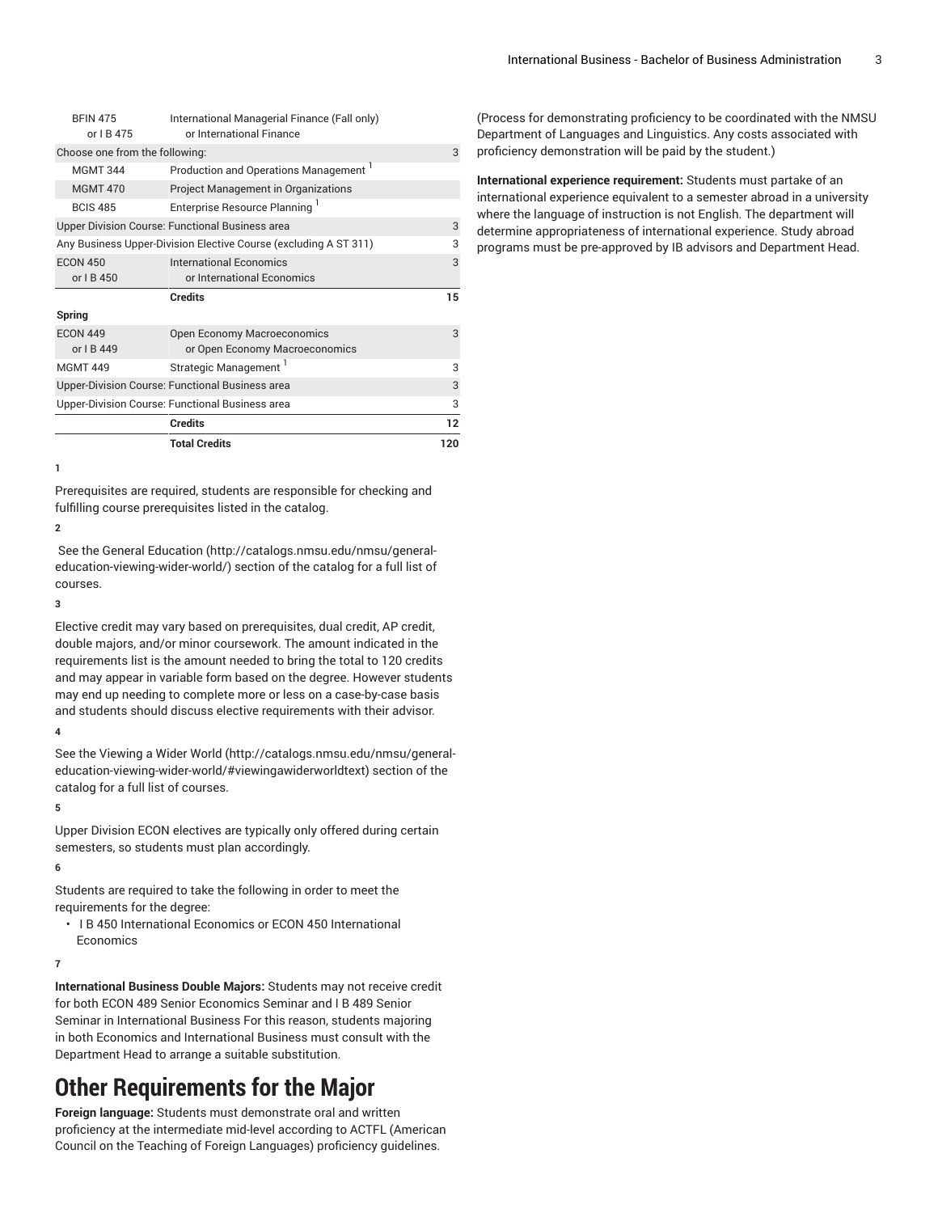| | | |
|---|---|---|
| BFIN 475 or I B 475 | International Managerial Finance (Fall only) or International Finance | |
| Choose one from the following: | | 3 |
| MGMT 344 | Production and Operations Management [1] | |
| MGMT 470 | Project Management in Organizations | |
| BCIS 485 | Enterprise Resource Planning [1] | |
| Upper Division Course: Functional Business area | | 3 |
| Any Business Upper-Division Elective Course (excluding A ST 311) | | 3 |
| ECON 450 or I B 450 | International Economics or International Economics | 3 |
| | **Credits** | **15** |
| **Spring** | | |
| ECON 449 or I B 449 | Open Economy Macroeconomics or Open Economy Macroeconomics | 3 |
| MGMT 449 | Strategic Management [1] | 3 |
| Upper-Division Course: Functional Business area | | 3 |
| Upper-Division Course: Functional Business area | | 3 |
| | **Credits** | **12** |
| | **Total Credits** | **120** |

**1**

Prerequisites are required, students are responsible for checking and fulfilling course prerequisites listed in the catalog.

**2**

See the General Education (http://catalogs.nmsu.edu/nmsu/general-education-viewing-wider-world/) section of the catalog for a full list of courses.

**3**

Elective credit may vary based on prerequisites, dual credit, AP credit, double majors, and/or minor coursework. The amount indicated in the requirements list is the amount needed to bring the total to 120 credits and may appear in variable form based on the degree. However students may end up needing to complete more or less on a case-by-case basis and students should discuss elective requirements with their advisor.

**4**

See the Viewing a Wider World (http://catalogs.nmsu.edu/nmsu/general-education-viewing-wider-world/#viewingawiderworldtext) section of the catalog for a full list of courses.

**5**

Upper Division ECON electives are typically only offered during certain semesters, so students must plan accordingly.

**6**

Students are required to take the following in order to meet the requirements for the degree:

- I B 450 International Economics or ECON 450 International Economics

**7**

**International Business Double Majors:** Students may not receive credit for both ECON 489 Senior Economics Seminar and I B 489 Senior Seminar in International Business For this reason, students majoring in both Economics and International Business must consult with the Department Head to arrange a suitable substitution.

# Other Requirements for the Major

**Foreign language:** Students must demonstrate oral and written proficiency at the intermediate mid-level according to ACTFL (American Council on the Teaching of Foreign Languages) proficiency guidelines. (Process for demonstrating proficiency to be coordinated with the NMSU Department of Languages and Linguistics. Any costs associated with proficiency demonstration will be paid by the student.)

**International experience requirement:** Students must partake of an international experience equivalent to a semester abroad in a university where the language of instruction is not English. The department will determine appropriateness of international experience. Study abroad programs must be pre-approved by IB advisors and Department Head.